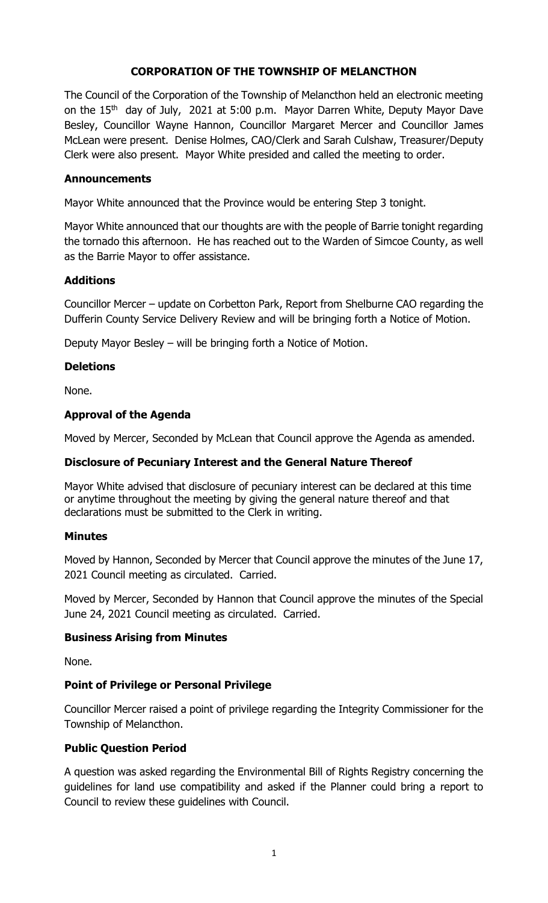# CORPORATION OF THE TOWNSHIP OF MELANCTHON

The Council of the Corporation of the Township of Melancthon held an electronic meeting on the 15th day of July, 2021 at 5:00 p.m. Mayor Darren White, Deputy Mayor Dave Besley, Councillor Wayne Hannon, Councillor Margaret Mercer and Councillor James McLean were present. Denise Holmes, CAO/Clerk and Sarah Culshaw, Treasurer/Deputy Clerk were also present. Mayor White presided and called the meeting to order.

### Announcements

Mayor White announced that the Province would be entering Step 3 tonight.

Mayor White announced that our thoughts are with the people of Barrie tonight regarding the tornado this afternoon. He has reached out to the Warden of Simcoe County, as well as the Barrie Mayor to offer assistance.

### Additions

Councillor Mercer – update on Corbetton Park, Report from Shelburne CAO regarding the Dufferin County Service Delivery Review and will be bringing forth a Notice of Motion.

Deputy Mayor Besley – will be bringing forth a Notice of Motion.

### Deletions

None.

### Approval of the Agenda

Moved by Mercer, Seconded by McLean that Council approve the Agenda as amended.

### Disclosure of Pecuniary Interest and the General Nature Thereof

Mayor White advised that disclosure of pecuniary interest can be declared at this time or anytime throughout the meeting by giving the general nature thereof and that declarations must be submitted to the Clerk in writing.

### Minutes

Moved by Hannon, Seconded by Mercer that Council approve the minutes of the June 17, 2021 Council meeting as circulated. Carried.

Moved by Mercer, Seconded by Hannon that Council approve the minutes of the Special June 24, 2021 Council meeting as circulated. Carried.

### Business Arising from Minutes

None.

### Point of Privilege or Personal Privilege

Councillor Mercer raised a point of privilege regarding the Integrity Commissioner for the Township of Melancthon.

### Public Question Period

A question was asked regarding the Environmental Bill of Rights Registry concerning the guidelines for land use compatibility and asked if the Planner could bring a report to Council to review these guidelines with Council.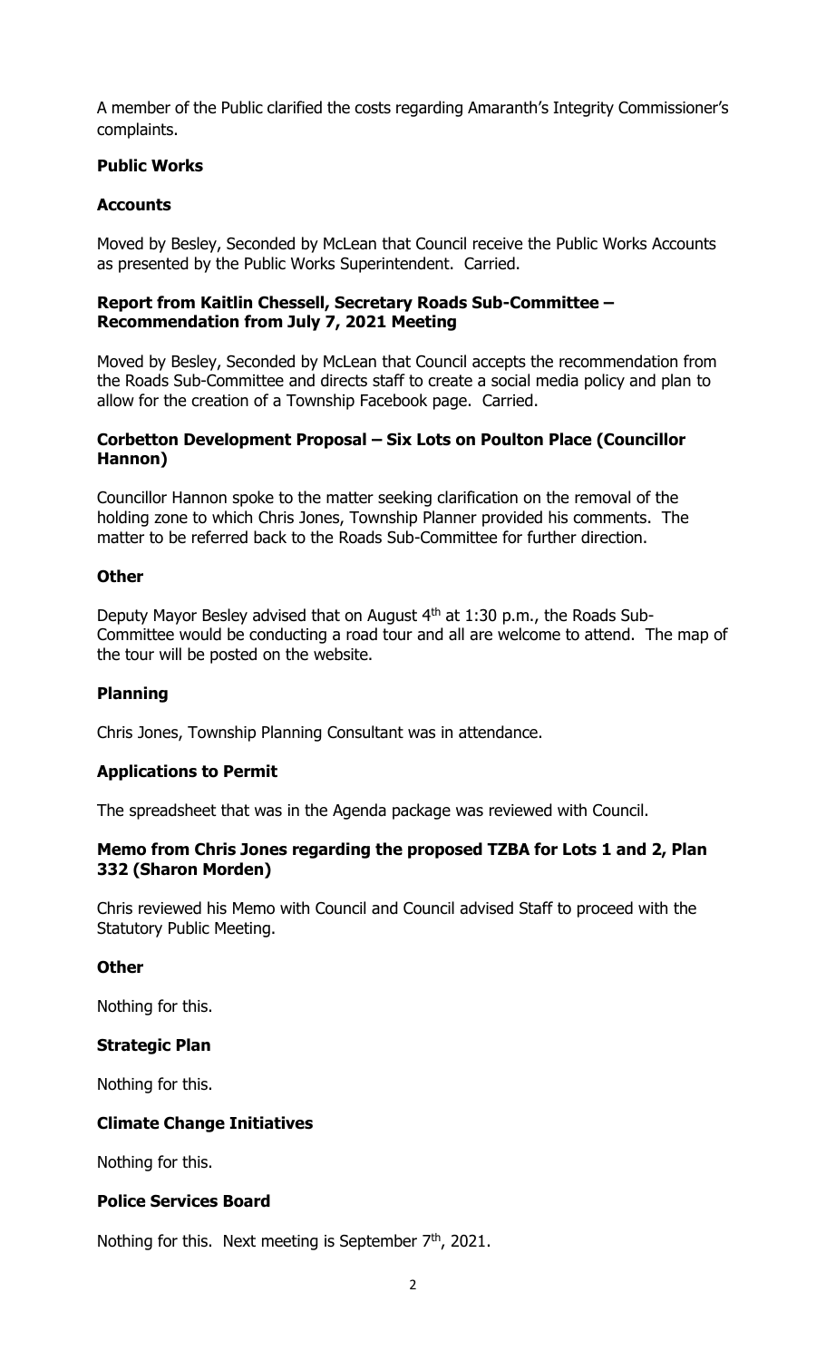A member of the Public clarified the costs regarding Amaranth's Integrity Commissioner's complaints.

**Public Works**

**Accounts**

Moved by Besley, Seconded by McLean that Council receive the Public Works Accounts as presented by the Public Works Superintendent. Carried.

**Report from Kaitlin Chessell, Secretary Roads Sub-Committee – Recommendation from July 7, 2021 Meeting**

Moved by Besley, Seconded by McLean that Council accepts the recommendation from the Roads Sub-Committee and directs staff to create a social media policy and plan to allow for the creation of a Township Facebook page. Carried.

**Corbetton Development Proposal – Six Lots on Poulton Place (Councillor Hannon)**

Councillor Hannon spoke to the matter seeking clarification on the removal of the holding zone to which Chris Jones, Township Planner provided his comments. The matter to be referred back to the Roads Sub-Committee for further direction.

**Other**

Deputy Mayor Besley advised that on August 4th at 1:30 p.m., the Roads Sub-Committee would be conducting a road tour and all are welcome to attend. The map of the tour will be posted on the website.

**Planning**

Chris Jones, Township Planning Consultant was in attendance.

**Applications to Permit**

The spreadsheet that was in the Agenda package was reviewed with Council.

**Memo from Chris Jones regarding the proposed TZBA for Lots 1 and 2, Plan 332 (Sharon Morden)**

Chris reviewed his Memo with Council and Council advised Staff to proceed with the Statutory Public Meeting.

**Other**

Nothing for this.

**Strategic Plan**

Nothing for this.

**Climate Change Initiatives**

Nothing for this.

**Police Services Board**

Nothing for this. Next meeting is September 7th, 2021.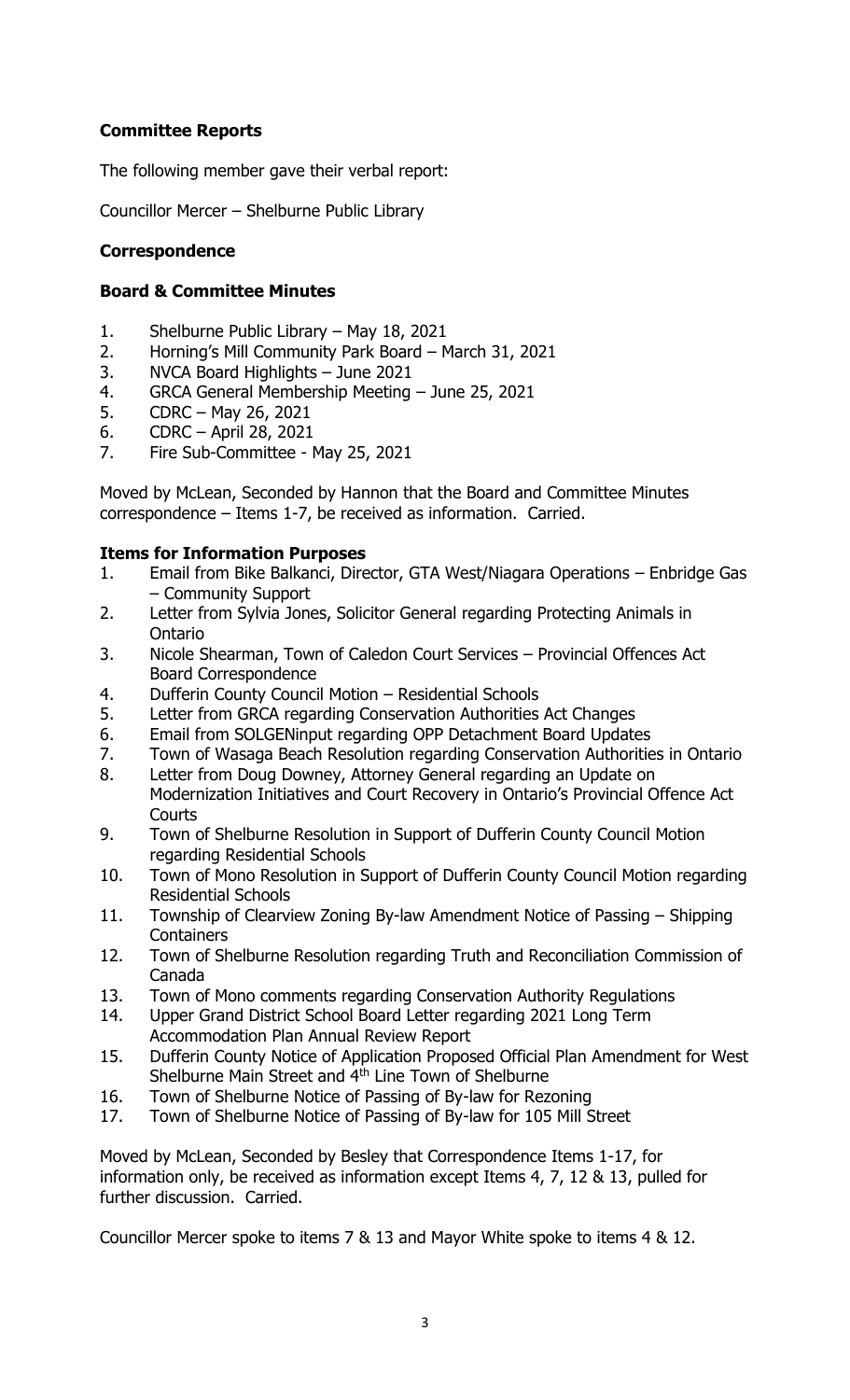### Committee Reports

The following member gave their verbal report:

Councillor Mercer – Shelburne Public Library

### Correspondence

### Board & Committee Minutes

1. Shelburne Public Library – May 18, 2021
2. Horning's Mill Community Park Board – March 31, 2021
3. NVCA Board Highlights – June 2021
4. GRCA General Membership Meeting – June 25, 2021
5. CDRC – May 26, 2021
6. CDRC – April 28, 2021
7. Fire Sub-Committee - May 25, 2021

Moved by McLean, Seconded by Hannon that the Board and Committee Minutes correspondence – Items 1-7, be received as information. Carried.

### Items for Information Purposes

1. Email from Bike Balkanci, Director, GTA West/Niagara Operations – Enbridge Gas – Community Support
2. Letter from Sylvia Jones, Solicitor General regarding Protecting Animals in Ontario
3. Nicole Shearman, Town of Caledon Court Services – Provincial Offences Act Board Correspondence
4. Dufferin County Council Motion – Residential Schools
5. Letter from GRCA regarding Conservation Authorities Act Changes
6. Email from SOLGENinput regarding OPP Detachment Board Updates
7. Town of Wasaga Beach Resolution regarding Conservation Authorities in Ontario
8. Letter from Doug Downey, Attorney General regarding an Update on Modernization Initiatives and Court Recovery in Ontario's Provincial Offence Act Courts
9. Town of Shelburne Resolution in Support of Dufferin County Council Motion regarding Residential Schools
10. Town of Mono Resolution in Support of Dufferin County Council Motion regarding Residential Schools
11. Township of Clearview Zoning By-law Amendment Notice of Passing – Shipping Containers
12. Town of Shelburne Resolution regarding Truth and Reconciliation Commission of Canada
13. Town of Mono comments regarding Conservation Authority Regulations
14. Upper Grand District School Board Letter regarding 2021 Long Term Accommodation Plan Annual Review Report
15. Dufferin County Notice of Application Proposed Official Plan Amendment for West Shelburne Main Street and 4th Line Town of Shelburne
16. Town of Shelburne Notice of Passing of By-law for Rezoning
17. Town of Shelburne Notice of Passing of By-law for 105 Mill Street

Moved by McLean, Seconded by Besley that Correspondence Items 1-17, for information only, be received as information except Items 4, 7, 12 & 13, pulled for further discussion. Carried.

Councillor Mercer spoke to items 7 & 13 and Mayor White spoke to items 4 & 12.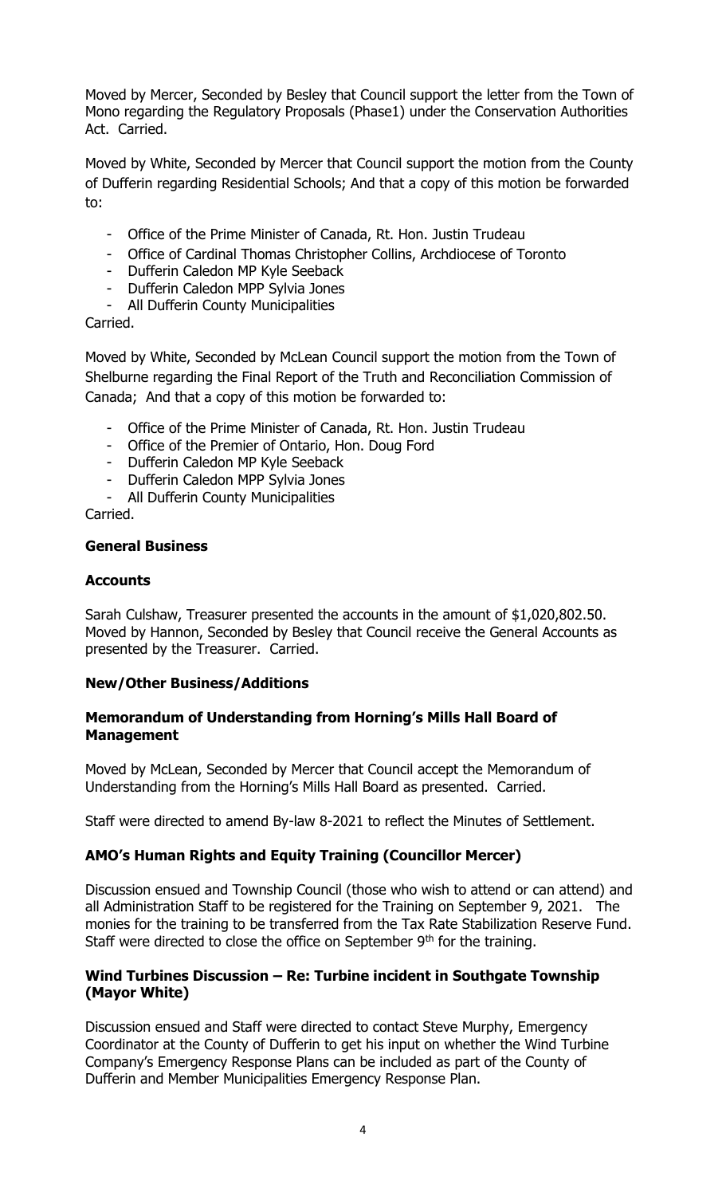Moved by Mercer, Seconded by Besley that Council support the letter from the Town of Mono regarding the Regulatory Proposals (Phase1) under the Conservation Authorities Act. Carried.

Moved by White, Seconded by Mercer that Council support the motion from the County of Dufferin regarding Residential Schools; And that a copy of this motion be forwarded to:

- Office of the Prime Minister of Canada, Rt. Hon. Justin Trudeau
- Office of Cardinal Thomas Christopher Collins, Archdiocese of Toronto
- Dufferin Caledon MP Kyle Seeback
- Dufferin Caledon MPP Sylvia Jones
- All Dufferin County Municipalities

Carried.

Moved by White, Seconded by McLean Council support the motion from the Town of Shelburne regarding the Final Report of the Truth and Reconciliation Commission of Canada; And that a copy of this motion be forwarded to:

- Office of the Prime Minister of Canada, Rt. Hon. Justin Trudeau
- Office of the Premier of Ontario, Hon. Doug Ford
- Dufferin Caledon MP Kyle Seeback
- Dufferin Caledon MPP Sylvia Jones
- All Dufferin County Municipalities

Carried.

## General Business

### Accounts

Sarah Culshaw, Treasurer presented the accounts in the amount of $1,020,802.50. Moved by Hannon, Seconded by Besley that Council receive the General Accounts as presented by the Treasurer. Carried.

### New/Other Business/Additions

### Memorandum of Understanding from Horning's Mills Hall Board of Management

Moved by McLean, Seconded by Mercer that Council accept the Memorandum of Understanding from the Horning's Mills Hall Board as presented. Carried.

Staff were directed to amend By-law 8-2021 to reflect the Minutes of Settlement.

### AMO's Human Rights and Equity Training (Councillor Mercer)

Discussion ensued and Township Council (those who wish to attend or can attend) and all Administration Staff to be registered for the Training on September 9, 2021. The monies for the training to be transferred from the Tax Rate Stabilization Reserve Fund. Staff were directed to close the office on September 9th for the training.

### Wind Turbines Discussion – Re: Turbine incident in Southgate Township (Mayor White)

Discussion ensued and Staff were directed to contact Steve Murphy, Emergency Coordinator at the County of Dufferin to get his input on whether the Wind Turbine Company's Emergency Response Plans can be included as part of the County of Dufferin and Member Municipalities Emergency Response Plan.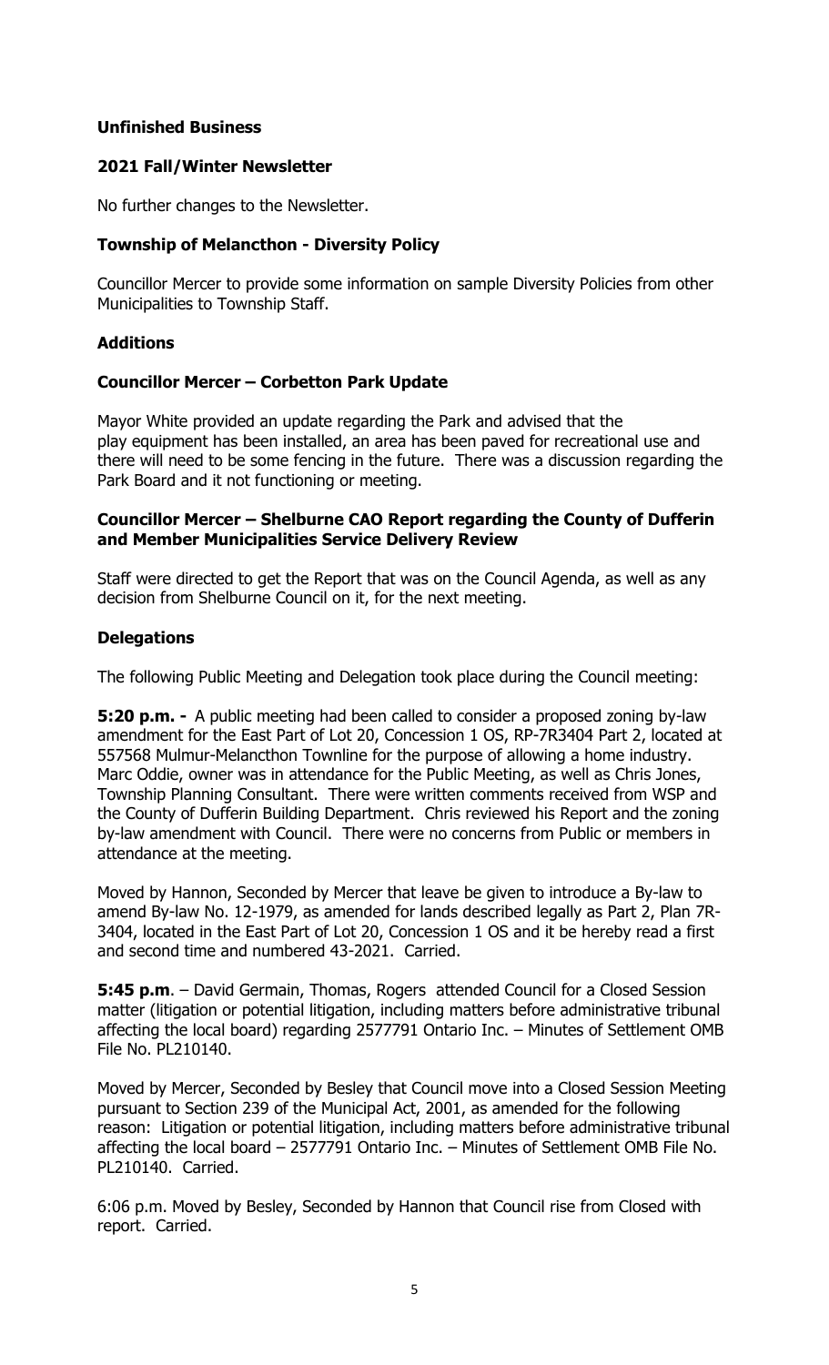## Unfinished Business

### 2021 Fall/Winter Newsletter

No further changes to the Newsletter.

### Township of Melancthon - Diversity Policy

Councillor Mercer to provide some information on sample Diversity Policies from other Municipalities to Township Staff.

## Additions

### Councillor Mercer – Corbetton Park Update

Mayor White provided an update regarding the Park and advised that the play equipment has been installed, an area has been paved for recreational use and there will need to be some fencing in the future. There was a discussion regarding the Park Board and it not functioning or meeting.

### Councillor Mercer – Shelburne CAO Report regarding the County of Dufferin and Member Municipalities Service Delivery Review

Staff were directed to get the Report that was on the Council Agenda, as well as any decision from Shelburne Council on it, for the next meeting.

## Delegations

The following Public Meeting and Delegation took place during the Council meeting:

**5:20 p.m. -** A public meeting had been called to consider a proposed zoning by-law amendment for the East Part of Lot 20, Concession 1 OS, RP-7R3404 Part 2, located at 557568 Mulmur-Melancthon Townline for the purpose of allowing a home industry. Marc Oddie, owner was in attendance for the Public Meeting, as well as Chris Jones, Township Planning Consultant. There were written comments received from WSP and the County of Dufferin Building Department. Chris reviewed his Report and the zoning by-law amendment with Council. There were no concerns from Public or members in attendance at the meeting.

Moved by Hannon, Seconded by Mercer that leave be given to introduce a By-law to amend By-law No. 12-1979, as amended for lands described legally as Part 2, Plan 7R-3404, located in the East Part of Lot 20, Concession 1 OS and it be hereby read a first and second time and numbered 43-2021. Carried.

**5:45 p.m**. – David Germain, Thomas, Rogers attended Council for a Closed Session matter (litigation or potential litigation, including matters before administrative tribunal affecting the local board) regarding 2577791 Ontario Inc. – Minutes of Settlement OMB File No. PL210140.

Moved by Mercer, Seconded by Besley that Council move into a Closed Session Meeting pursuant to Section 239 of the Municipal Act, 2001, as amended for the following reason: Litigation or potential litigation, including matters before administrative tribunal affecting the local board – 2577791 Ontario Inc. – Minutes of Settlement OMB File No. PL210140. Carried.

6:06 p.m. Moved by Besley, Seconded by Hannon that Council rise from Closed with report. Carried.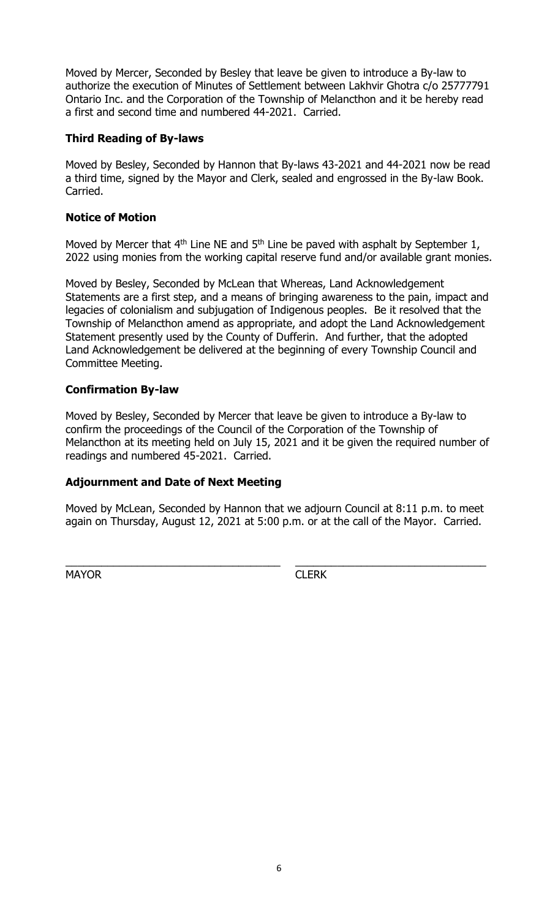Moved by Mercer, Seconded by Besley that leave be given to introduce a By-law to authorize the execution of Minutes of Settlement between Lakhvir Ghotra c/o 25777791 Ontario Inc. and the Corporation of the Township of Melancthon and it be hereby read a first and second time and numbered 44-2021. Carried.

**Third Reading of By-laws**

Moved by Besley, Seconded by Hannon that By-laws 43-2021 and 44-2021 now be read a third time, signed by the Mayor and Clerk, sealed and engrossed in the By-law Book. Carried.

**Notice of Motion**

Moved by Mercer that 4th Line NE and 5th Line be paved with asphalt by September 1, 2022 using monies from the working capital reserve fund and/or available grant monies.

Moved by Besley, Seconded by McLean that Whereas, Land Acknowledgement Statements are a first step, and a means of bringing awareness to the pain, impact and legacies of colonialism and subjugation of Indigenous peoples. Be it resolved that the Township of Melancthon amend as appropriate, and adopt the Land Acknowledgement Statement presently used by the County of Dufferin. And further, that the adopted Land Acknowledgement be delivered at the beginning of every Township Council and Committee Meeting.

**Confirmation By-law**

Moved by Besley, Seconded by Mercer that leave be given to introduce a By-law to confirm the proceedings of the Council of the Corporation of the Township of Melancthon at its meeting held on July 15, 2021 and it be given the required number of readings and numbered 45-2021. Carried.

**Adjournment and Date of Next Meeting**

Moved by McLean, Seconded by Hannon that we adjourn Council at 8:11 p.m. to meet again on Thursday, August 12, 2021 at 5:00 p.m. or at the call of the Mayor. Carried.

\_\_\_\_\_\_\_\_\_\_\_\_\_\_\_\_\_\_\_\_\_\_\_\_\_\_\_\_\_\_ \_\_\_\_\_\_\_\_\_\_\_\_\_\_\_\_\_\_\_\_\_\_\_\_\_\_\_\_\_\_

MAYOR CLERK